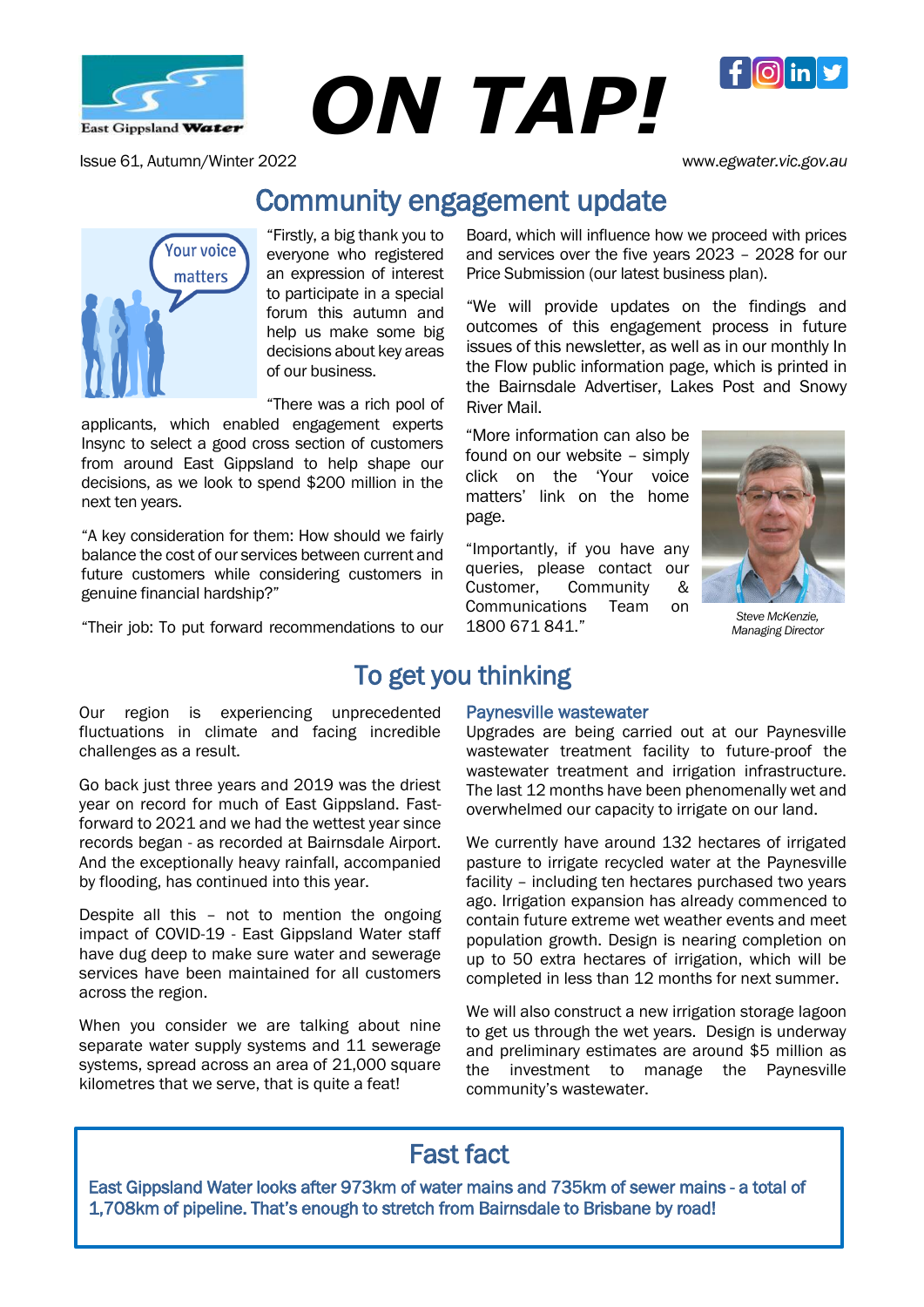# ON TAP!

Issue 61, Autumn/Winter 2022

www.egwater.vic.gov.au

## Community engagement update

"Firstly, a big thank you to everyone who registered an expression of interest to participate in a special forum this autumn and help us make some big decisions about key areas of our business.

"There was a rich pool of applicants, which enabled engagement experts Insync to select a good cross section of customers from around East Gippsland to help shape our decisions, as we look to spend $200 million in the next ten years.

"A key consideration for them: How should we fairly balance the cost of our services between current and future customers while considering customers in genuine financial hardship?"

"Their job: To put forward recommendations to our Board, which will influence how we proceed with prices and services over the five years 2023 – 2028 for our Price Submission (our latest business plan).

"We will provide updates on the findings and outcomes of this engagement process in future issues of this newsletter, as well as in our monthly In the Flow public information page, which is printed in the Bairnsdale Advertiser, Lakes Post and Snowy River Mail.

"More information can also be found on our website – simply click on the 'Your voice matters' link on the home page.

"Importantly, if you have any queries, please contact our Customer, Community & Communications Team on 1800 671 841."

*Steve McKenzie, Managing Director*

## To get you thinking

Our region is experiencing unprecedented fluctuations in climate and facing incredible challenges as a result.

Go back just three years and 2019 was the driest year on record for much of East Gippsland. Fast-forward to 2021 and we had the wettest year since records began - as recorded at Bairnsdale Airport. And the exceptionally heavy rainfall, accompanied by flooding, has continued into this year.

Despite all this – not to mention the ongoing impact of COVID-19 - East Gippsland Water staff have dug deep to make sure water and sewerage services have been maintained for all customers across the region.

When you consider we are talking about nine separate water supply systems and 11 sewerage systems, spread across an area of 21,000 square kilometres that we serve, that is quite a feat!

### Paynesville wastewater

Upgrades are being carried out at our Paynesville wastewater treatment facility to future-proof the wastewater treatment and irrigation infrastructure. The last 12 months have been phenomenally wet and overwhelmed our capacity to irrigate on our land.

We currently have around 132 hectares of irrigated pasture to irrigate recycled water at the Paynesville facility – including ten hectares purchased two years ago. Irrigation expansion has already commenced to contain future extreme wet weather events and meet population growth. Design is nearing completion on up to 50 extra hectares of irrigation, which will be completed in less than 12 months for next summer.

We will also construct a new irrigation storage lagoon to get us through the wet years. Design is underway and preliminary estimates are around $5 million as the investment to manage the Paynesville community's wastewater.

## Fast fact

East Gippsland Water looks after 973km of water mains and 735km of sewer mains - a total of 1,708km of pipeline. That's enough to stretch from Bairnsdale to Brisbane by road!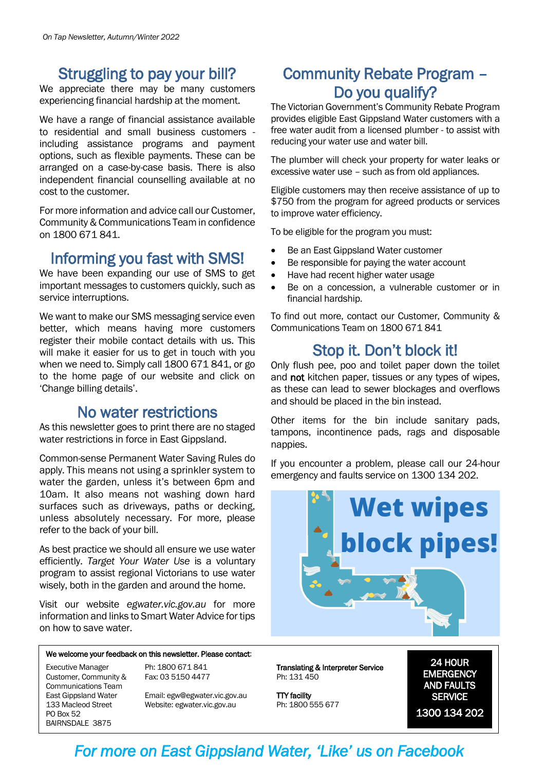## Struggling to pay your bill?

We appreciate there may be many customers experiencing financial hardship at the moment.

We have a range of financial assistance available to residential and small business customers - including assistance programs and payment options, such as flexible payments. These can be arranged on a case-by-case basis. There is also independent financial counselling available at no cost to the customer.

For more information and advice call our Customer, Community & Communications Team in confidence on 1800 671 841.

## Informing you fast with SMS!

We have been expanding our use of SMS to get important messages to customers quickly, such as service interruptions.

We want to make our SMS messaging service even better, which means having more customers register their mobile contact details with us. This will make it easier for us to get in touch with you when we need to. Simply call 1800 671 841, or go to the home page of our website and click on 'Change billing details'.

## No water restrictions

As this newsletter goes to print there are no staged water restrictions in force in East Gippsland.

Common-sense Permanent Water Saving Rules do apply. This means not using a sprinkler system to water the garden, unless it's between 6pm and 10am. It also means not washing down hard surfaces such as driveways, paths or decking, unless absolutely necessary. For more, please refer to the back of your bill.

As best practice we should all ensure we use water efficiently. *Target Your Water Use* is a voluntary program to assist regional Victorians to use water wisely, both in the garden and around the home.

Visit our website *egwater.vic.gov.au* for more information and links to Smart Water Advice for tips on how to save water.

## Community Rebate Program – Do you qualify?

The Victorian Government's Community Rebate Program provides eligible East Gippsland Water customers with a free water audit from a licensed plumber - to assist with reducing your water use and water bill.

The plumber will check your property for water leaks or excessive water use – such as from old appliances.

Eligible customers may then receive assistance of up to $750 from the program for agreed products or services to improve water efficiency.

To be eligible for the program you must:

- Be an East Gippsland Water customer
- Be responsible for paying the water account
- Have had recent higher water usage
- Be on a concession, a vulnerable customer or in financial hardship.

To find out more, contact our Customer, Community & Communications Team on 1800 671 841

## Stop it. Don't block it!

Only flush pee, poo and toilet paper down the toilet and **not** kitchen paper, tissues or any types of wipes, as these can lead to sewer blockages and overflows and should be placed in the bin instead.

Other items for the bin include sanitary pads, tampons, incontinence pads, rags and disposable nappies.

If you encounter a problem, please call our 24-hour emergency and faults service on 1300 134 202.

**Wet wipes block pipes!**

**We welcome your feedback on this newsletter. Please contact:**

Executive Manager
Customer, Community & Communications Team
East Gippsland Water
133 Macleod Street
PO Box 52
BAIRNSDALE 3875

Ph: 1800 671 841
Fax: 03 5150 4477

Email: egw@egwater.vic.gov.au
Website: egwater.vic.gov.au

**Translating & Interpreter Service**
Ph: 131 450

**TTY facility**
Ph: 1800 555 677

**24 HOUR EMERGENCY AND FAULTS SERVICE**
**1300 134 202**

*For more on East Gippsland Water, 'Like' us on Facebook*